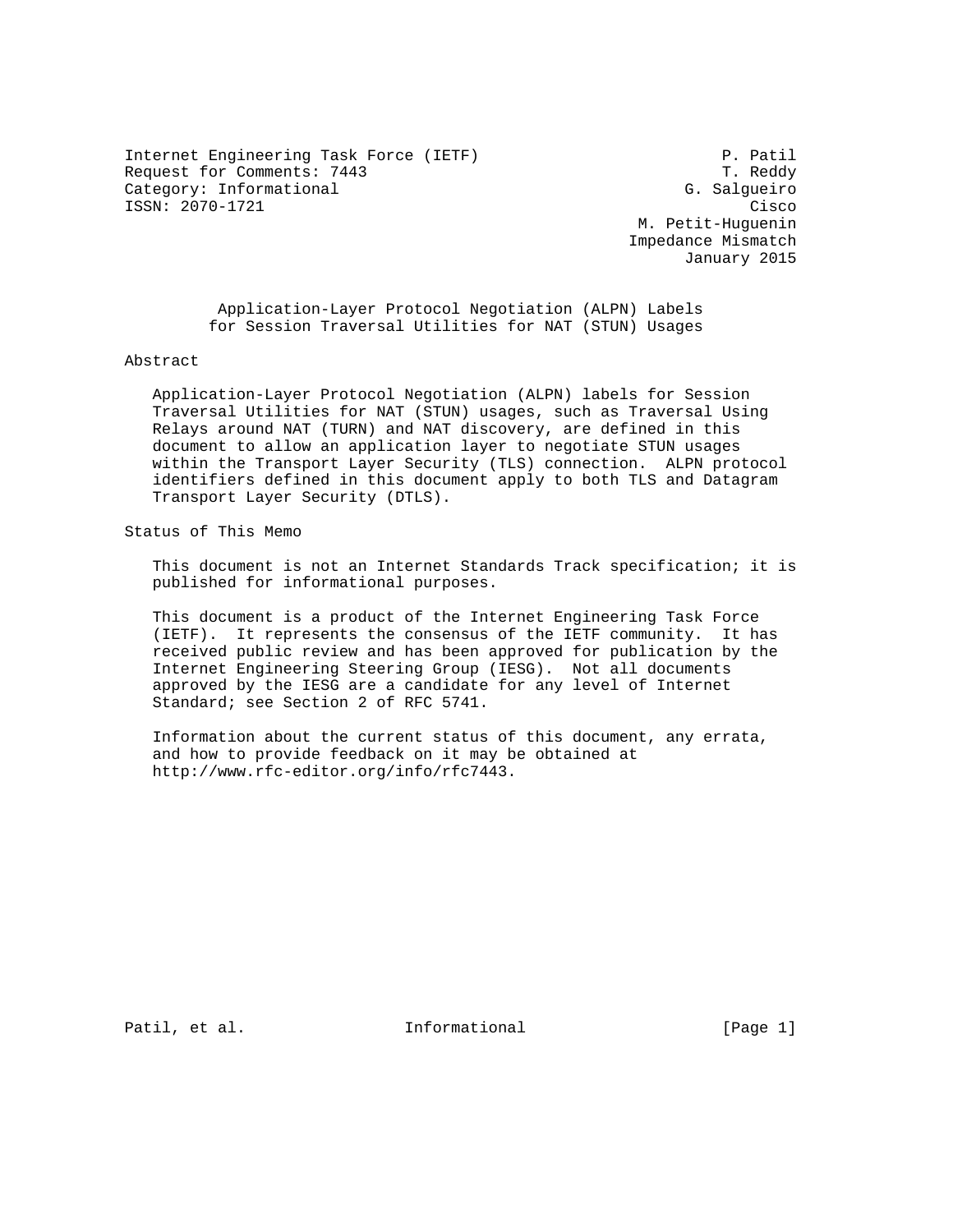Internet Engineering Task Force (IETF) P. Patil
Request for Comments: 7443 T. Reddy
Category: Informational G. Salgueiro
ISSN: 2070-1721 Cisco
M. Petit-Huguenin
Impedance Mismatch
January 2015

# Application-Layer Protocol Negotiation (ALPN) Labels for Session Traversal Utilities for NAT (STUN) Usages

## Abstract

Application-Layer Protocol Negotiation (ALPN) labels for Session Traversal Utilities for NAT (STUN) usages, such as Traversal Using Relays around NAT (TURN) and NAT discovery, are defined in this document to allow an application layer to negotiate STUN usages within the Transport Layer Security (TLS) connection. ALPN protocol identifiers defined in this document apply to both TLS and Datagram Transport Layer Security (DTLS).

## Status of This Memo

This document is not an Internet Standards Track specification; it is published for informational purposes.

This document is a product of the Internet Engineering Task Force (IETF). It represents the consensus of the IETF community. It has received public review and has been approved for publication by the Internet Engineering Steering Group (IESG). Not all documents approved by the IESG are a candidate for any level of Internet Standard; see Section 2 of RFC 5741.

Information about the current status of this document, any errata, and how to provide feedback on it may be obtained at http://www.rfc-editor.org/info/rfc7443.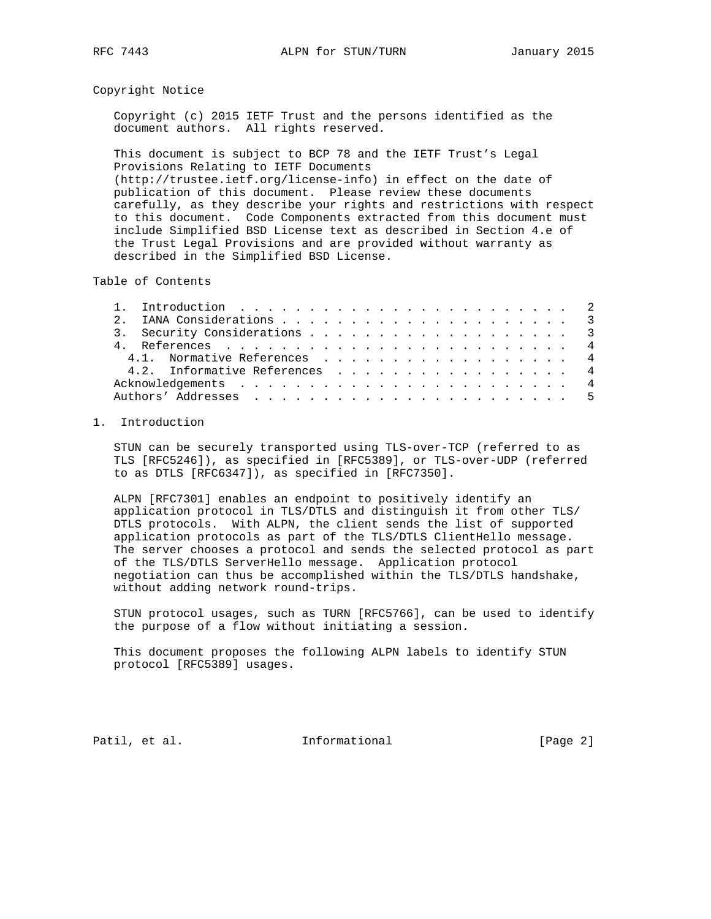## Copyright Notice

Copyright (c) 2015 IETF Trust and the persons identified as the document authors. All rights reserved.

This document is subject to BCP 78 and the IETF Trust's Legal Provisions Relating to IETF Documents (http://trustee.ietf.org/license-info) in effect on the date of publication of this document. Please review these documents carefully, as they describe your rights and restrictions with respect to this document. Code Components extracted from this document must include Simplified BSD License text as described in Section 4.e of the Trust Legal Provisions and are provided without warranty as described in the Simplified BSD License.

## Table of Contents

```
   1.  Introduction  . . . . . . . . . . . . . . . . . . . . . . . .   2
   2.  IANA Considerations . . . . . . . . . . . . . . . . . . . . .   3
   3.  Security Considerations . . . . . . . . . . . . . . . . . . .   3
   4.  References  . . . . . . . . . . . . . . . . . . . . . . . . .   4
     4.1.  Normative References  . . . . . . . . . . . . . . . . . .   4
     4.2.  Informative References  . . . . . . . . . . . . . . . . .   4
   Acknowledgements  . . . . . . . . . . . . . . . . . . . . . . . .   4
   Authors' Addresses  . . . . . . . . . . . . . . . . . . . . . . .   5
```

## 1. Introduction

STUN can be securely transported using TLS-over-TCP (referred to as TLS [RFC5246]), as specified in [RFC5389], or TLS-over-UDP (referred to as DTLS [RFC6347]), as specified in [RFC7350].

ALPN [RFC7301] enables an endpoint to positively identify an application protocol in TLS/DTLS and distinguish it from other TLS/DTLS protocols. With ALPN, the client sends the list of supported application protocols as part of the TLS/DTLS ClientHello message. The server chooses a protocol and sends the selected protocol as part of the TLS/DTLS ServerHello message. Application protocol negotiation can thus be accomplished within the TLS/DTLS handshake, without adding network round-trips.

STUN protocol usages, such as TURN [RFC5766], can be used to identify the purpose of a flow without initiating a session.

This document proposes the following ALPN labels to identify STUN protocol [RFC5389] usages.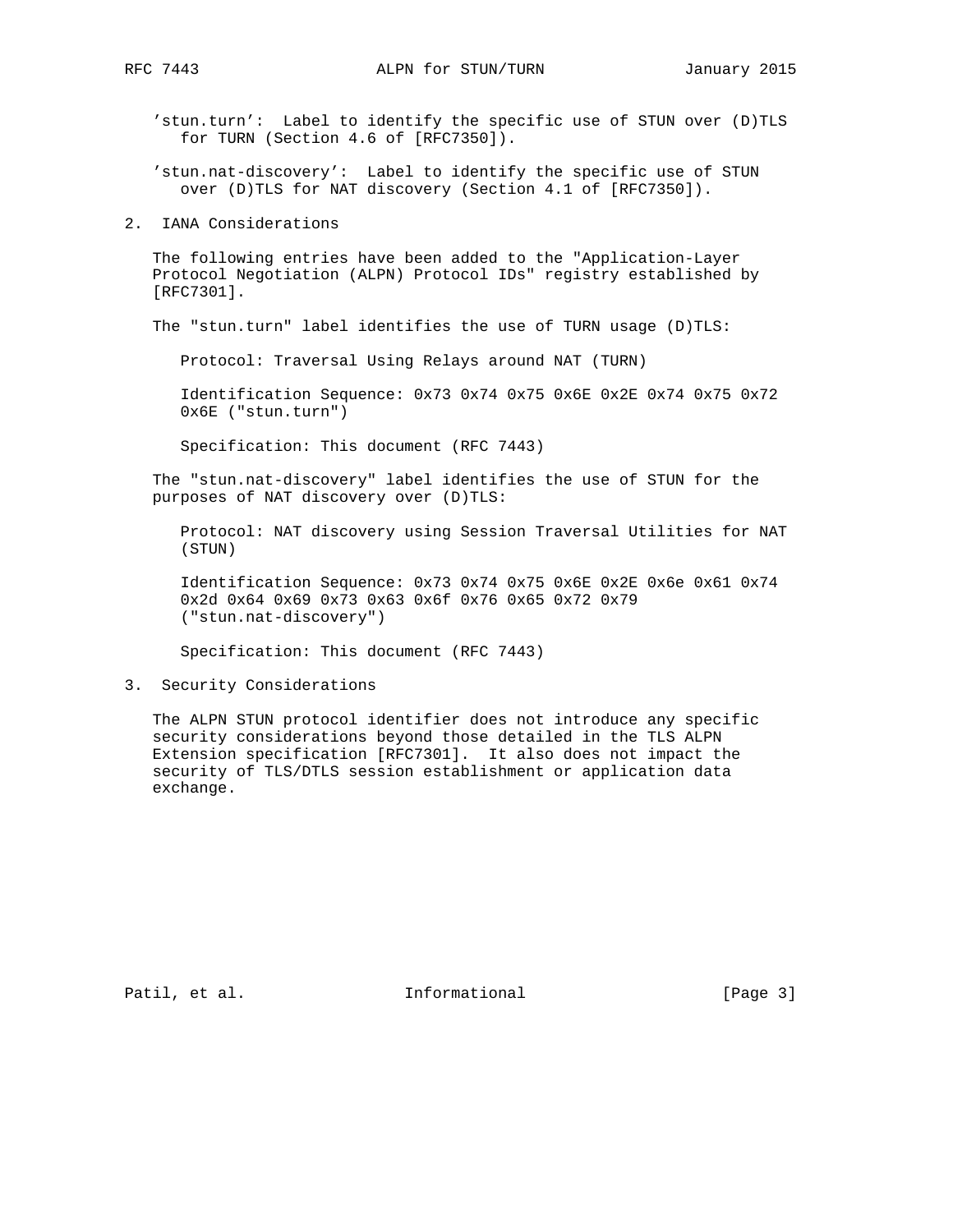'stun.turn': Label to identify the specific use of STUN over (D)TLS for TURN (Section 4.6 of [RFC7350]).

'stun.nat-discovery': Label to identify the specific use of STUN over (D)TLS for NAT discovery (Section 4.1 of [RFC7350]).

## 2. IANA Considerations

The following entries have been added to the "Application-Layer Protocol Negotiation (ALPN) Protocol IDs" registry established by [RFC7301].

The "stun.turn" label identifies the use of TURN usage (D)TLS:

Protocol: Traversal Using Relays around NAT (TURN)

Identification Sequence: 0x73 0x74 0x75 0x6E 0x2E 0x74 0x75 0x72 0x6E ("stun.turn")

Specification: This document (RFC 7443)

The "stun.nat-discovery" label identifies the use of STUN for the purposes of NAT discovery over (D)TLS:

Protocol: NAT discovery using Session Traversal Utilities for NAT (STUN)

Identification Sequence: 0x73 0x74 0x75 0x6E 0x2E 0x6e 0x61 0x74 0x2d 0x64 0x69 0x73 0x63 0x6f 0x76 0x65 0x72 0x79 ("stun.nat-discovery")

Specification: This document (RFC 7443)

## 3. Security Considerations

The ALPN STUN protocol identifier does not introduce any specific security considerations beyond those detailed in the TLS ALPN Extension specification [RFC7301]. It also does not impact the security of TLS/DTLS session establishment or application data exchange.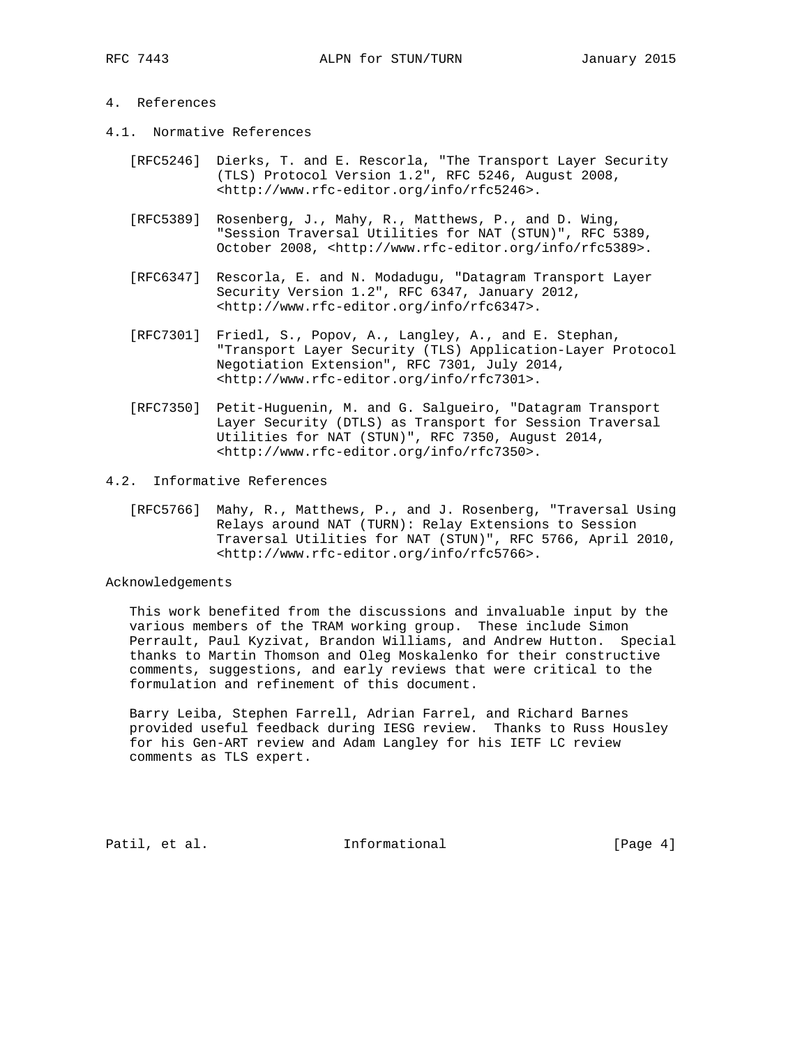## 4. References

### 4.1. Normative References

[RFC5246] Dierks, T. and E. Rescorla, "The Transport Layer Security (TLS) Protocol Version 1.2", RFC 5246, August 2008, <http://www.rfc-editor.org/info/rfc5246>.

[RFC5389] Rosenberg, J., Mahy, R., Matthews, P., and D. Wing, "Session Traversal Utilities for NAT (STUN)", RFC 5389, October 2008, <http://www.rfc-editor.org/info/rfc5389>.

[RFC6347] Rescorla, E. and N. Modadugu, "Datagram Transport Layer Security Version 1.2", RFC 6347, January 2012, <http://www.rfc-editor.org/info/rfc6347>.

[RFC7301] Friedl, S., Popov, A., Langley, A., and E. Stephan, "Transport Layer Security (TLS) Application-Layer Protocol Negotiation Extension", RFC 7301, July 2014, <http://www.rfc-editor.org/info/rfc7301>.

[RFC7350] Petit-Huguenin, M. and G. Salgueiro, "Datagram Transport Layer Security (DTLS) as Transport for Session Traversal Utilities for NAT (STUN)", RFC 7350, August 2014, <http://www.rfc-editor.org/info/rfc7350>.

### 4.2. Informative References

[RFC5766] Mahy, R., Matthews, P., and J. Rosenberg, "Traversal Using Relays around NAT (TURN): Relay Extensions to Session Traversal Utilities for NAT (STUN)", RFC 5766, April 2010, <http://www.rfc-editor.org/info/rfc5766>.

## Acknowledgements

This work benefited from the discussions and invaluable input by the various members of the TRAM working group. These include Simon Perrault, Paul Kyzivat, Brandon Williams, and Andrew Hutton. Special thanks to Martin Thomson and Oleg Moskalenko for their constructive comments, suggestions, and early reviews that were critical to the formulation and refinement of this document.

Barry Leiba, Stephen Farrell, Adrian Farrel, and Richard Barnes provided useful feedback during IESG review. Thanks to Russ Housley for his Gen-ART review and Adam Langley for his IETF LC review comments as TLS expert.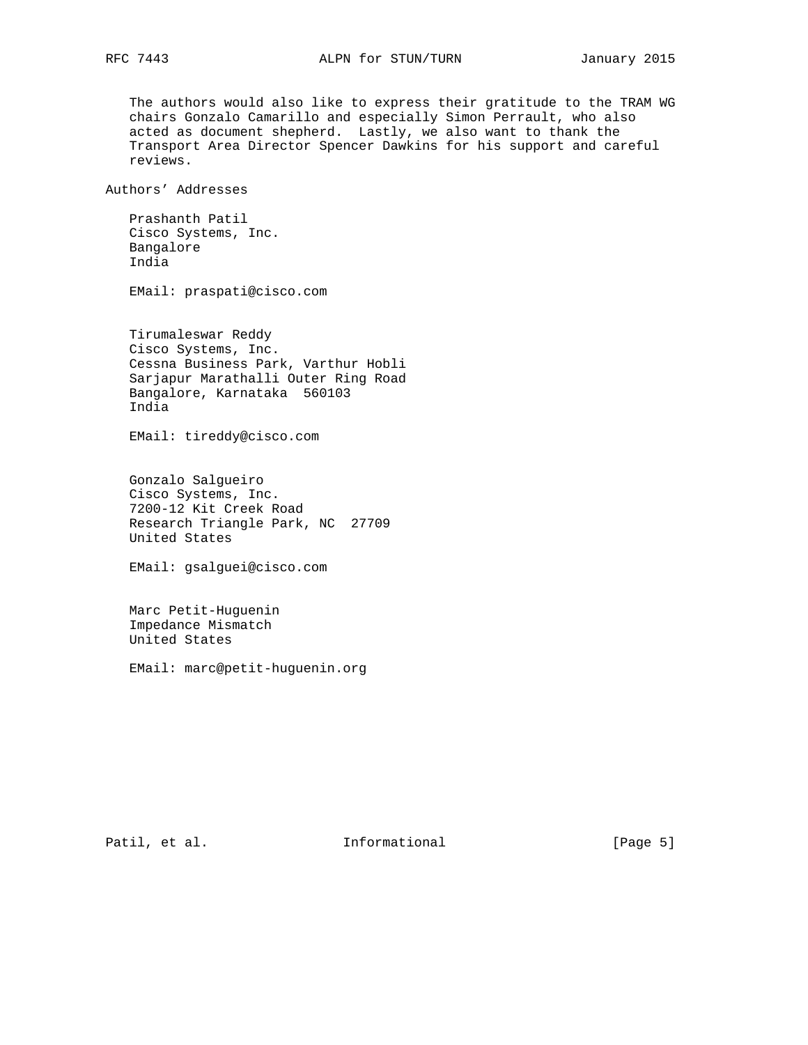The authors would also like to express their gratitude to the TRAM WG chairs Gonzalo Camarillo and especially Simon Perrault, who also acted as document shepherd. Lastly, we also want to thank the Transport Area Director Spencer Dawkins for his support and careful reviews.

## Authors' Addresses

Prashanth Patil
Cisco Systems, Inc.
Bangalore
India

EMail: praspati@cisco.com

Tirumaleswar Reddy
Cisco Systems, Inc.
Cessna Business Park, Varthur Hobli
Sarjapur Marathalli Outer Ring Road
Bangalore, Karnataka 560103
India

EMail: tireddy@cisco.com

Gonzalo Salgueiro
Cisco Systems, Inc.
7200-12 Kit Creek Road
Research Triangle Park, NC 27709
United States

EMail: gsalguei@cisco.com

Marc Petit-Huguenin
Impedance Mismatch
United States

EMail: marc@petit-huguenin.org